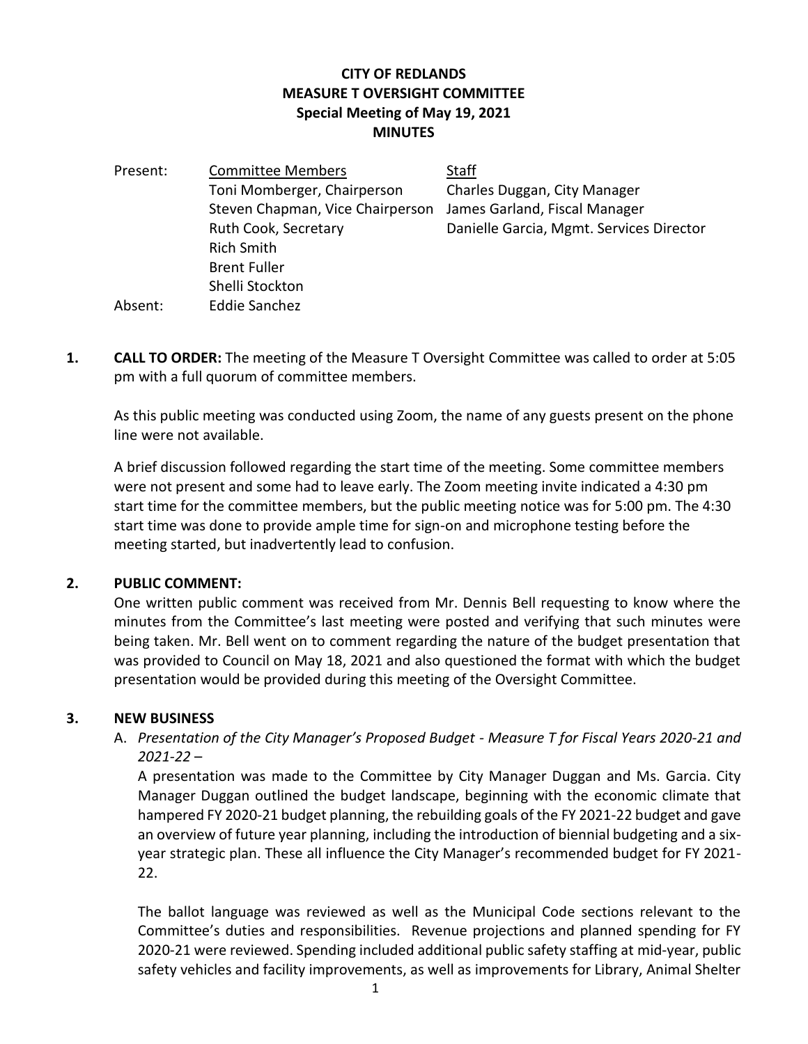**CITY OF REDLANDS**
**MEASURE T OVERSIGHT COMMITTEE**
**Special Meeting of May 19, 2021**
**MINUTES**

| Present: | Committee Members | Staff |
|---|---|---|
| | Toni Momberger, Chairperson | Charles Duggan, City Manager |
| | Steven Chapman, Vice Chairperson | James Garland, Fiscal Manager |
| | Ruth Cook, Secretary | Danielle Garcia, Mgmt. Services Director |
| | Rich Smith | |
| | Brent Fuller | |
| | Shelli Stockton | |
| Absent: | Eddie Sanchez | |

**1. CALL TO ORDER:** The meeting of the Measure T Oversight Committee was called to order at 5:05 pm with a full quorum of committee members.

As this public meeting was conducted using Zoom, the name of any guests present on the phone line were not available.

A brief discussion followed regarding the start time of the meeting. Some committee members were not present and some had to leave early. The Zoom meeting invite indicated a 4:30 pm start time for the committee members, but the public meeting notice was for 5:00 pm. The 4:30 start time was done to provide ample time for sign-on and microphone testing before the meeting started, but inadvertently lead to confusion.

**2. PUBLIC COMMENT:**

One written public comment was received from Mr. Dennis Bell requesting to know where the minutes from the Committee's last meeting were posted and verifying that such minutes were being taken. Mr. Bell went on to comment regarding the nature of the budget presentation that was provided to Council on May 18, 2021 and also questioned the format with which the budget presentation would be provided during this meeting of the Oversight Committee.

**3. NEW BUSINESS**

A. *Presentation of the City Manager's Proposed Budget - Measure T for Fiscal Years 2020-21 and 2021-22 –*

A presentation was made to the Committee by City Manager Duggan and Ms. Garcia. City Manager Duggan outlined the budget landscape, beginning with the economic climate that hampered FY 2020-21 budget planning, the rebuilding goals of the FY 2021-22 budget and gave an overview of future year planning, including the introduction of biennial budgeting and a six-year strategic plan. These all influence the City Manager's recommended budget for FY 2021-22.

The ballot language was reviewed as well as the Municipal Code sections relevant to the Committee's duties and responsibilities. Revenue projections and planned spending for FY 2020-21 were reviewed. Spending included additional public safety staffing at mid-year, public safety vehicles and facility improvements, as well as improvements for Library, Animal Shelter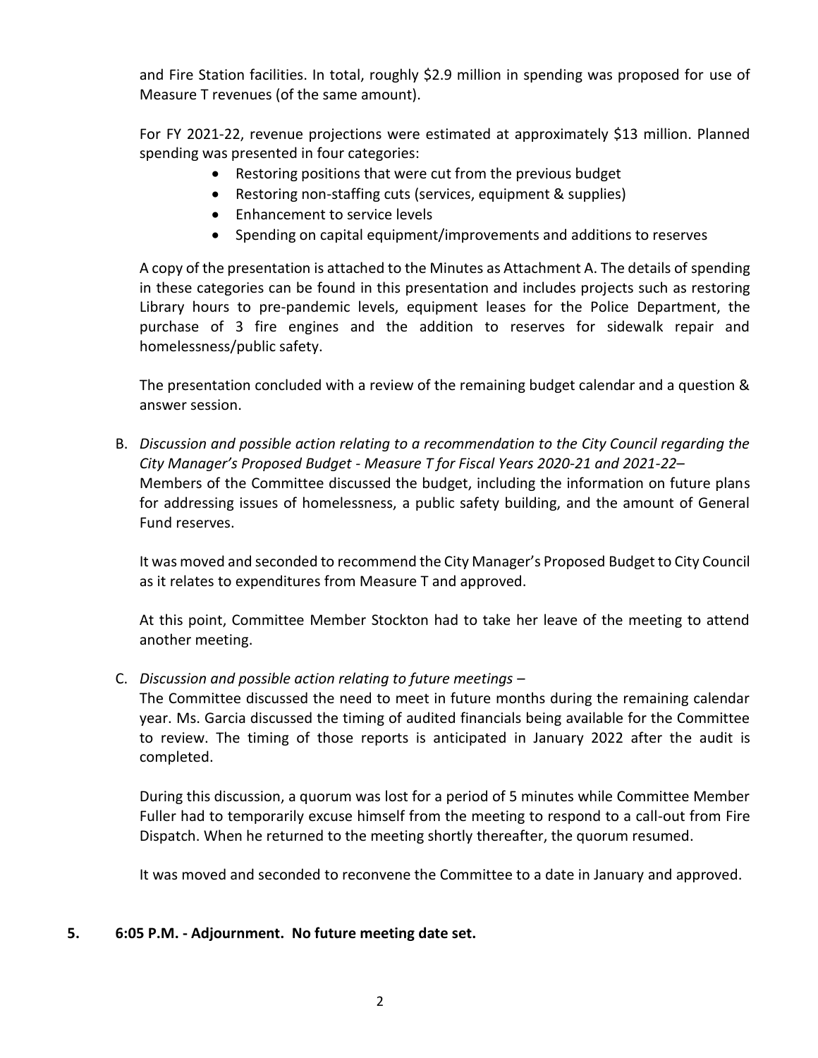and Fire Station facilities. In total, roughly $2.9 million in spending was proposed for use of Measure T revenues (of the same amount).

For FY 2021-22, revenue projections were estimated at approximately $13 million. Planned spending was presented in four categories:

- Restoring positions that were cut from the previous budget
- Restoring non-staffing cuts (services, equipment & supplies)
- Enhancement to service levels
- Spending on capital equipment/improvements and additions to reserves

A copy of the presentation is attached to the Minutes as Attachment A. The details of spending in these categories can be found in this presentation and includes projects such as restoring Library hours to pre-pandemic levels, equipment leases for the Police Department, the purchase of 3 fire engines and the addition to reserves for sidewalk repair and homelessness/public safety.

The presentation concluded with a review of the remaining budget calendar and a question & answer session.

B. *Discussion and possible action relating to a recommendation to the City Council regarding the City Manager's Proposed Budget - Measure T for Fiscal Years 2020-21 and 2021-22*–
Members of the Committee discussed the budget, including the information on future plans for addressing issues of homelessness, a public safety building, and the amount of General Fund reserves.

It was moved and seconded to recommend the City Manager's Proposed Budget to City Council as it relates to expenditures from Measure T and approved.

At this point, Committee Member Stockton had to take her leave of the meeting to attend another meeting.

C. *Discussion and possible action relating to future meetings* –
The Committee discussed the need to meet in future months during the remaining calendar year. Ms. Garcia discussed the timing of audited financials being available for the Committee to review. The timing of those reports is anticipated in January 2022 after the audit is completed.

During this discussion, a quorum was lost for a period of 5 minutes while Committee Member Fuller had to temporarily excuse himself from the meeting to respond to a call-out from Fire Dispatch. When he returned to the meeting shortly thereafter, the quorum resumed.

It was moved and seconded to reconvene the Committee to a date in January and approved.

**5. 6:05 P.M. - Adjournment. No future meeting date set.**